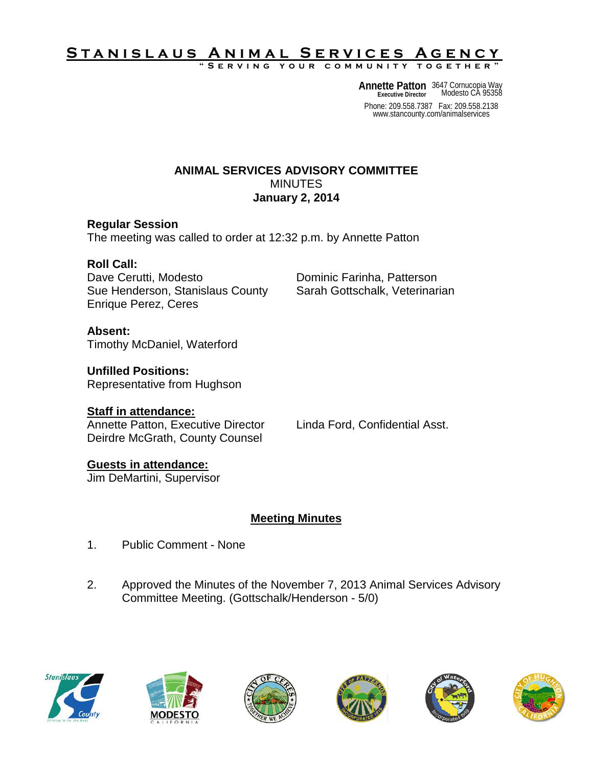# Stanislaus Animal Services Agency

"Serving your community together"

**Annette Patton**
Executive Director

3647 Cornucopia Way
Modesto CA 95358

Phone: 209.558.7387 Fax: 209.558.2138
www.stancounty.com/animalservices

## ANIMAL SERVICES ADVISORY COMMITTEE

MINUTES

**January 2, 2014**

**Regular Session**

The meeting was called to order at 12:32 p.m. by Annette Patton

**Roll Call:**

Dave Cerutti, Modesto
Sue Henderson, Stanislaus County
Enrique Perez, Ceres
Dominic Farinha, Patterson
Sarah Gottschalk, Veterinarian

**Absent:**

Timothy McDaniel, Waterford

**Unfilled Positions:**

Representative from Hughson

**Staff in attendance:**

Annette Patton, Executive Director
Deirdre McGrath, County Counsel
Linda Ford, Confidential Asst.

**Guests in attendance:**

Jim DeMartini, Supervisor

## Meeting Minutes

1. Public Comment - None

2. Approved the Minutes of the November 7, 2013 Animal Services Advisory Committee Meeting. (Gottschalk/Henderson - 5/0)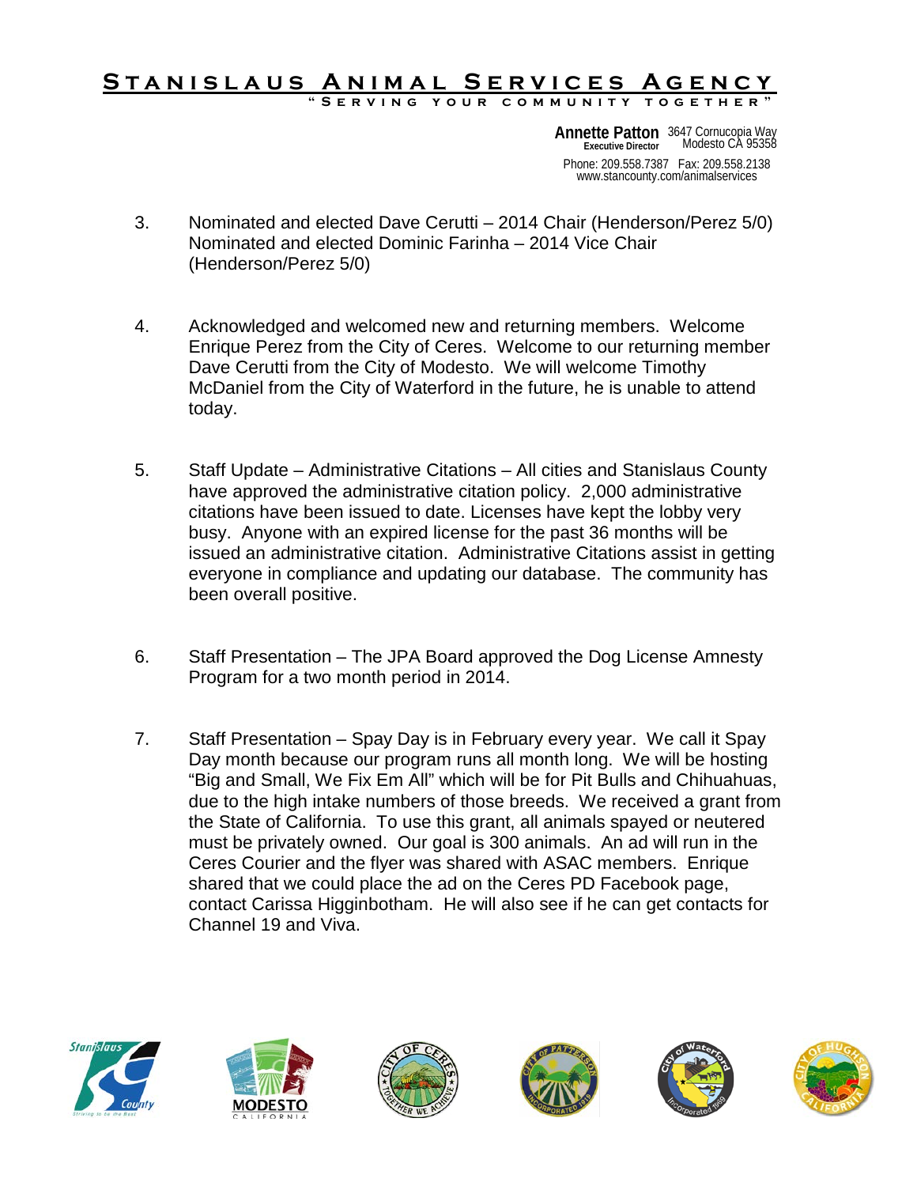3. Nominated and elected Dave Cerutti – 2014 Chair (Henderson/Perez 5/0) Nominated and elected Dominic Farinha – 2014 Vice Chair (Henderson/Perez 5/0)

4. Acknowledged and welcomed new and returning members. Welcome Enrique Perez from the City of Ceres. Welcome to our returning member Dave Cerutti from the City of Modesto. We will welcome Timothy McDaniel from the City of Waterford in the future, he is unable to attend today.

5. Staff Update – Administrative Citations – All cities and Stanislaus County have approved the administrative citation policy. 2,000 administrative citations have been issued to date. Licenses have kept the lobby very busy. Anyone with an expired license for the past 36 months will be issued an administrative citation. Administrative Citations assist in getting everyone in compliance and updating our database. The community has been overall positive.

6. Staff Presentation – The JPA Board approved the Dog License Amnesty Program for a two month period in 2014.

7. Staff Presentation – Spay Day is in February every year. We call it Spay Day month because our program runs all month long. We will be hosting "Big and Small, We Fix Em All" which will be for Pit Bulls and Chihuahuas, due to the high intake numbers of those breeds. We received a grant from the State of California. To use this grant, all animals spayed or neutered must be privately owned. Our goal is 300 animals. An ad will run in the Ceres Courier and the flyer was shared with ASAC members. Enrique shared that we could place the ad on the Ceres PD Facebook page, contact Carissa Higginbotham. He will also see if he can get contacts for Channel 19 and Viva.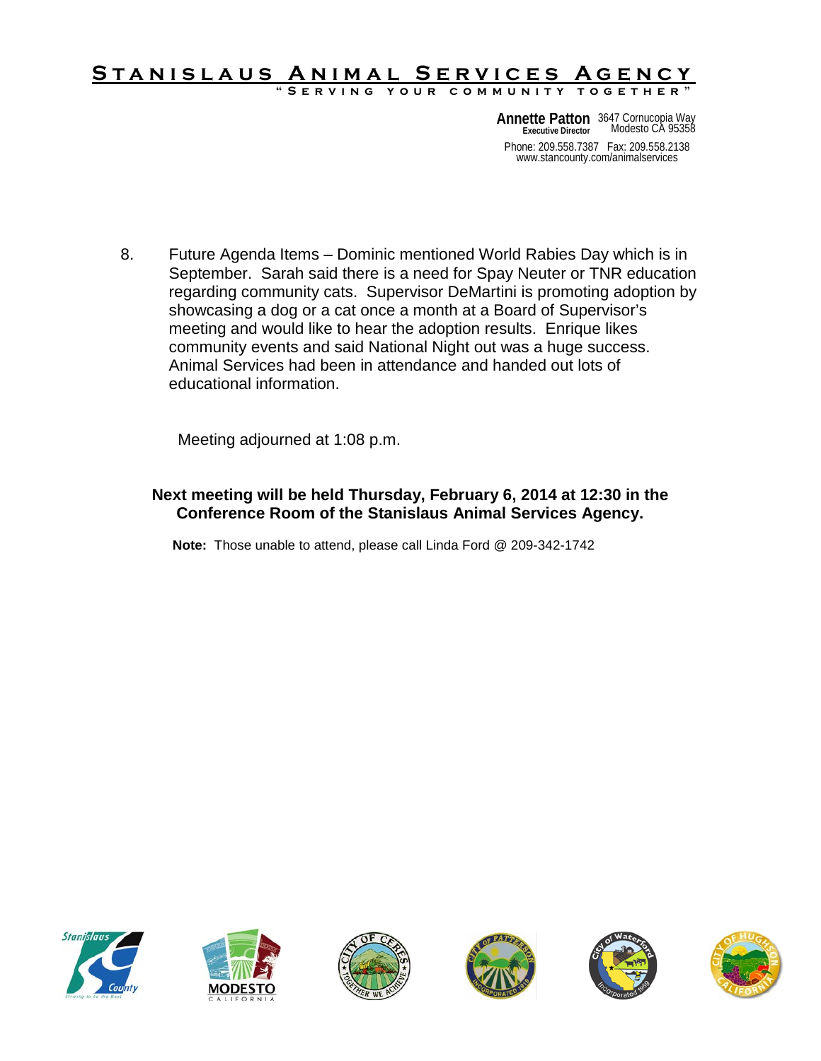# STANISLAUS ANIMAL SERVICES AGENCY

"SERVING YOUR COMMUNITY TOGETHER"

**Annette Patton**
Executive Director

3647 Cornucopia Way
Modesto CA 95358

Phone: 209.558.7387 Fax: 209.558.2138
www.stancounty.com/animalservices

8. Future Agenda Items – Dominic mentioned World Rabies Day which is in September. Sarah said there is a need for Spay Neuter or TNR education regarding community cats. Supervisor DeMartini is promoting adoption by showcasing a dog or a cat once a month at a Board of Supervisor's meeting and would like to hear the adoption results. Enrique likes community events and said National Night out was a huge success. Animal Services had been in attendance and handed out lots of educational information.

Meeting adjourned at 1:08 p.m.

**Next meeting will be held Thursday, February 6, 2014 at 12:30 in the Conference Room of the Stanislaus Animal Services Agency.**

**Note:** Those unable to attend, please call Linda Ford @ 209-342-1742